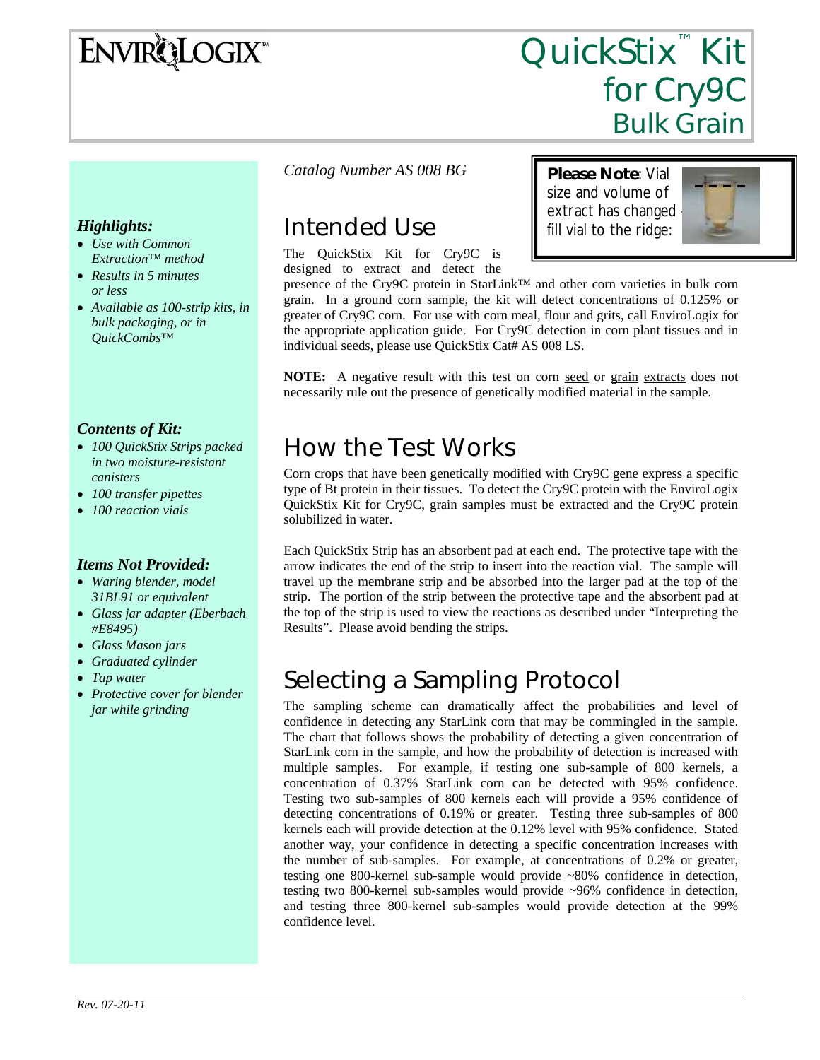# ENVIROLOGIX™

# QuickStix™ Kit for Cry9C Bulk Grain

### *Highlights:*

- *Use with Common Extraction™ method*
- *Results in 5 minutes or less*
- *Available as 100-strip kits, in bulk packaging, or in QuickCombs™*

### *Contents of Kit:*

- *100 QuickStix Strips packed in two moisture-resistant canisters*
- *100 transfer pipettes*
- *100 reaction vials*

### *Items Not Provided:*

- *Waring blender, model 31BL91 or equivalent*
- *Glass jar adapter (Eberbach #E8495)*
- *Glass Mason jars*
- *Graduated cylinder*
- *Tap water*
- *Protective cover for blender jar while grinding*

*Catalog Number AS 008 BG*

**Please Note**: Vial size and volume of extract has changed – fill vial to the ridge:

## Intended Use

The QuickStix Kit for Cry9C is designed to extract and detect the presence of the Cry9C protein in StarLink™ and other corn varieties in bulk corn grain. In a ground corn sample, the kit will detect concentrations of 0.125% or greater of Cry9C corn. For use with corn meal, flour and grits, call EnviroLogix for the appropriate application guide. For Cry9C detection in corn plant tissues and in individual seeds, please use QuickStix Cat# AS 008 LS.

**NOTE:** A negative result with this test on corn seed or grain extracts does not necessarily rule out the presence of genetically modified material in the sample.

## How the Test Works

Corn crops that have been genetically modified with Cry9C gene express a specific type of Bt protein in their tissues. To detect the Cry9C protein with the EnviroLogix QuickStix Kit for Cry9C, grain samples must be extracted and the Cry9C protein solubilized in water.

Each QuickStix Strip has an absorbent pad at each end. The protective tape with the arrow indicates the end of the strip to insert into the reaction vial. The sample will travel up the membrane strip and be absorbed into the larger pad at the top of the strip. The portion of the strip between the protective tape and the absorbent pad at the top of the strip is used to view the reactions as described under "Interpreting the Results". Please avoid bending the strips.

## Selecting a Sampling Protocol

The sampling scheme can dramatically affect the probabilities and level of confidence in detecting any StarLink corn that may be commingled in the sample. The chart that follows shows the probability of detecting a given concentration of StarLink corn in the sample, and how the probability of detection is increased with multiple samples. For example, if testing one sub-sample of 800 kernels, a concentration of 0.37% StarLink corn can be detected with 95% confidence. Testing two sub-samples of 800 kernels each will provide a 95% confidence of detecting concentrations of 0.19% or greater. Testing three sub-samples of 800 kernels each will provide detection at the 0.12% level with 95% confidence. Stated another way, your confidence in detecting a specific concentration increases with the number of sub-samples. For example, at concentrations of 0.2% or greater, testing one 800-kernel sub-sample would provide ~80% confidence in detection, testing two 800-kernel sub-samples would provide ~96% confidence in detection, and testing three 800-kernel sub-samples would provide detection at the 99% confidence level.

*Rev. 07-20-11*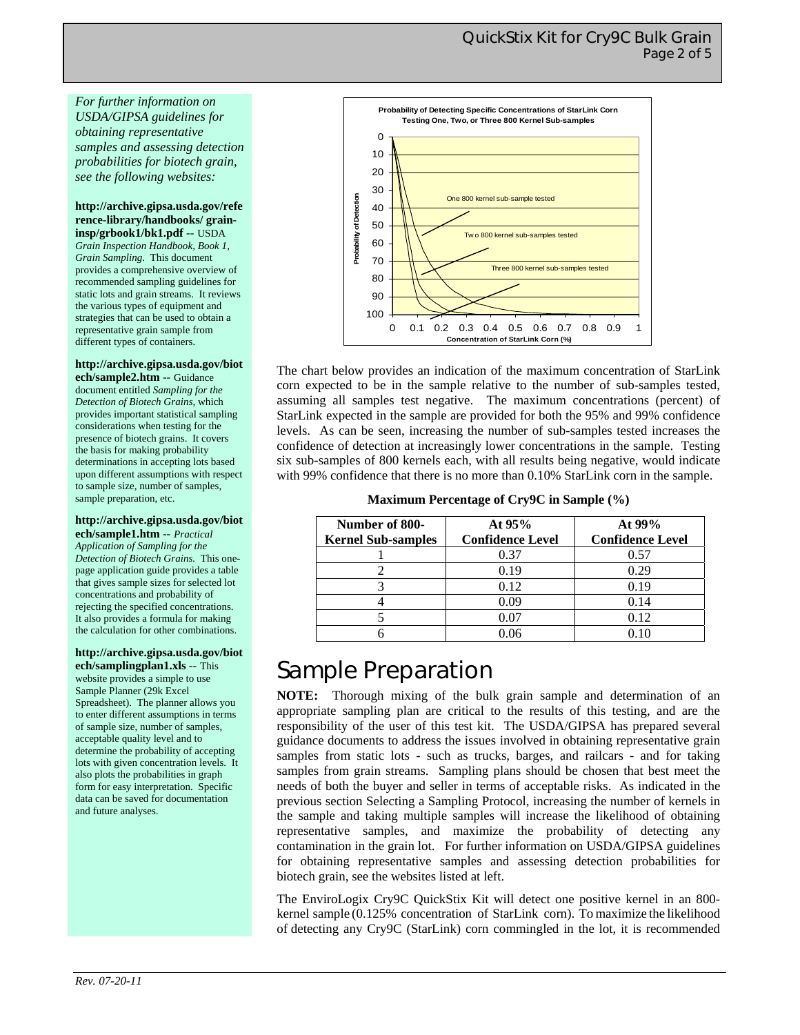*For further information on USDA/GIPSA guidelines for obtaining representative samples and assessing detection probabilities for biotech grain, see the following websites:*

**http://archive.gipsa.usda.gov/reference-library/handbooks/ grain-insp/grbook1/bk1.pdf** -- USDA *Grain Inspection Handbook, Book 1, Grain Sampling.* This document provides a comprehensive overview of recommended sampling guidelines for static lots and grain streams. It reviews the various types of equipment and strategies that can be used to obtain a representative grain sample from different types of containers.

**http://archive.gipsa.usda.gov/biotech/sample2.htm** -- Guidance document entitled *Sampling for the Detection of Biotech Grains*, which provides important statistical sampling considerations when testing for the presence of biotech grains. It covers the basis for making probability determinations in accepting lots based upon different assumptions with respect to sample size, number of samples, sample preparation, etc.

**http://archive.gipsa.usda.gov/biotech/sample1.htm** -- *Practical Application of Sampling for the Detection of Biotech Grains.* This one-page application guide provides a table that gives sample sizes for selected lot concentrations and probability of rejecting the specified concentrations. It also provides a formula for making the calculation for other combinations.

**http://archive.gipsa.usda.gov/biotech/samplingplan1.xls** -- This website provides a simple to use Sample Planner (29k Excel Spreadsheet). The planner allows you to enter different assumptions in terms of sample size, number of samples, acceptable quality level and to determine the probability of accepting lots with given concentration levels. It also plots the probabilities in graph form for easy interpretation. Specific data can be saved for documentation and future analyses.

**Probability of Detecting Specific Concentrations of StarLink Corn Testing One, Two, or Three 800 Kernel Sub-samples**

Y-axis: Probability of Detection (0–100). X-axis: Concentration of StarLink Corn (%) (0–1). Curves: One 800 kernel sub-sample tested; Two 800 kernel sub-samples tested; Three 800 kernel sub-samples tested.

The chart below provides an indication of the maximum concentration of StarLink corn expected to be in the sample relative to the number of sub-samples tested, assuming all samples test negative. The maximum concentrations (percent) of StarLink expected in the sample are provided for both the 95% and 99% confidence levels. As can be seen, increasing the number of sub-samples tested increases the confidence of detection at increasingly lower concentrations in the sample. Testing six sub-samples of 800 kernels each, with all results being negative, would indicate with 99% confidence that there is no more than 0.10% StarLink corn in the sample.

**Maximum Percentage of Cry9C in Sample (%)**

| Number of 800-Kernel Sub-samples | At 95% Confidence Level | At 99% Confidence Level |
|---|---|---|
| 1 | 0.37 | 0.57 |
| 2 | 0.19 | 0.29 |
| 3 | 0.12 | 0.19 |
| 4 | 0.09 | 0.14 |
| 5 | 0.07 | 0.12 |
| 6 | 0.06 | 0.10 |

# Sample Preparation

**NOTE:** Thorough mixing of the bulk grain sample and determination of an appropriate sampling plan are critical to the results of this testing, and are the responsibility of the user of this test kit. The USDA/GIPSA has prepared several guidance documents to address the issues involved in obtaining representative grain samples from static lots - such as trucks, barges, and railcars - and for taking samples from grain streams. Sampling plans should be chosen that best meet the needs of both the buyer and seller in terms of acceptable risks. As indicated in the previous section Selecting a Sampling Protocol, increasing the number of kernels in the sample and taking multiple samples will increase the likelihood of obtaining representative samples, and maximize the probability of detecting any contamination in the grain lot. For further information on USDA/GIPSA guidelines for obtaining representative samples and assessing detection probabilities for biotech grain, see the websites listed at left.

The EnviroLogix Cry9C QuickStix Kit will detect one positive kernel in an 800-kernel sample (0.125% concentration of StarLink corn). To maximize the likelihood of detecting any Cry9C (StarLink) corn commingled in the lot, it is recommended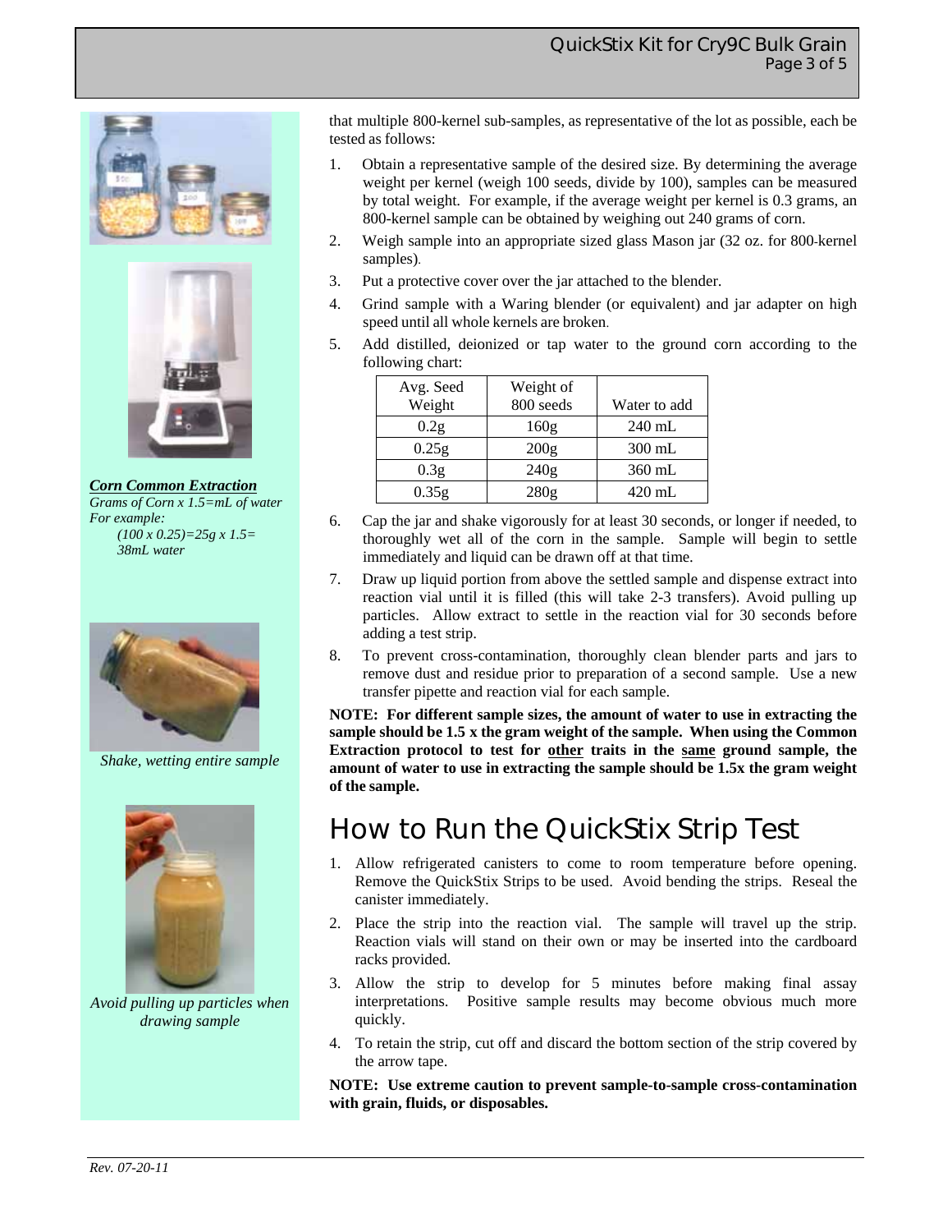that multiple 800-kernel sub-samples, as representative of the lot as possible, each be tested as follows:

1. Obtain a representative sample of the desired size. By determining the average weight per kernel (weigh 100 seeds, divide by 100), samples can be measured by total weight. For example, if the average weight per kernel is 0.3 grams, an 800-kernel sample can be obtained by weighing out 240 grams of corn.
2. Weigh sample into an appropriate sized glass Mason jar (32 oz. for 800-kernel samples).
3. Put a protective cover over the jar attached to the blender.
4. Grind sample with a Waring blender (or equivalent) and jar adapter on high speed until all whole kernels are broken.
5. Add distilled, deionized or tap water to the ground corn according to the following chart:

| Avg. Seed Weight | Weight of 800 seeds | Water to add |
|---|---|---|
| 0.2g | 160g | 240 mL |
| 0.25g | 200g | 300 mL |
| 0.3g | 240g | 360 mL |
| 0.35g | 280g | 420 mL |

6. Cap the jar and shake vigorously for at least 30 seconds, or longer if needed, to thoroughly wet all of the corn in the sample. Sample will begin to settle immediately and liquid can be drawn off at that time.
7. Draw up liquid portion from above the settled sample and dispense extract into reaction vial until it is filled (this will take 2-3 transfers). Avoid pulling up particles. Allow extract to settle in the reaction vial for 30 seconds before adding a test strip.
8. To prevent cross-contamination, thoroughly clean blender parts and jars to remove dust and residue prior to preparation of a second sample. Use a new transfer pipette and reaction vial for each sample.

**NOTE: For different sample sizes, the amount of water to use in extracting the sample should be 1.5 x the gram weight of the sample. When using the Common Extraction protocol to test for <u>other</u> traits in the <u>same</u> ground sample, the amount of water to use in extracting the sample should be 1.5x the gram weight of the sample.**

***Corn Common Extraction***

*Grams of Corn x 1.5=mL of water*
*For example:*
*(100 x 0.25)=25g x 1.5= 38mL water*

*Shake, wetting entire sample*

*Avoid pulling up particles when drawing sample*

# How to Run the QuickStix Strip Test

1. Allow refrigerated canisters to come to room temperature before opening. Remove the QuickStix Strips to be used. Avoid bending the strips. Reseal the canister immediately.
2. Place the strip into the reaction vial. The sample will travel up the strip. Reaction vials will stand on their own or may be inserted into the cardboard racks provided.
3. Allow the strip to develop for 5 minutes before making final assay interpretations. Positive sample results may become obvious much more quickly.
4. To retain the strip, cut off and discard the bottom section of the strip covered by the arrow tape.

**NOTE: Use extreme caution to prevent sample-to-sample cross-contamination with grain, fluids, or disposables.**

*Rev. 07-20-11*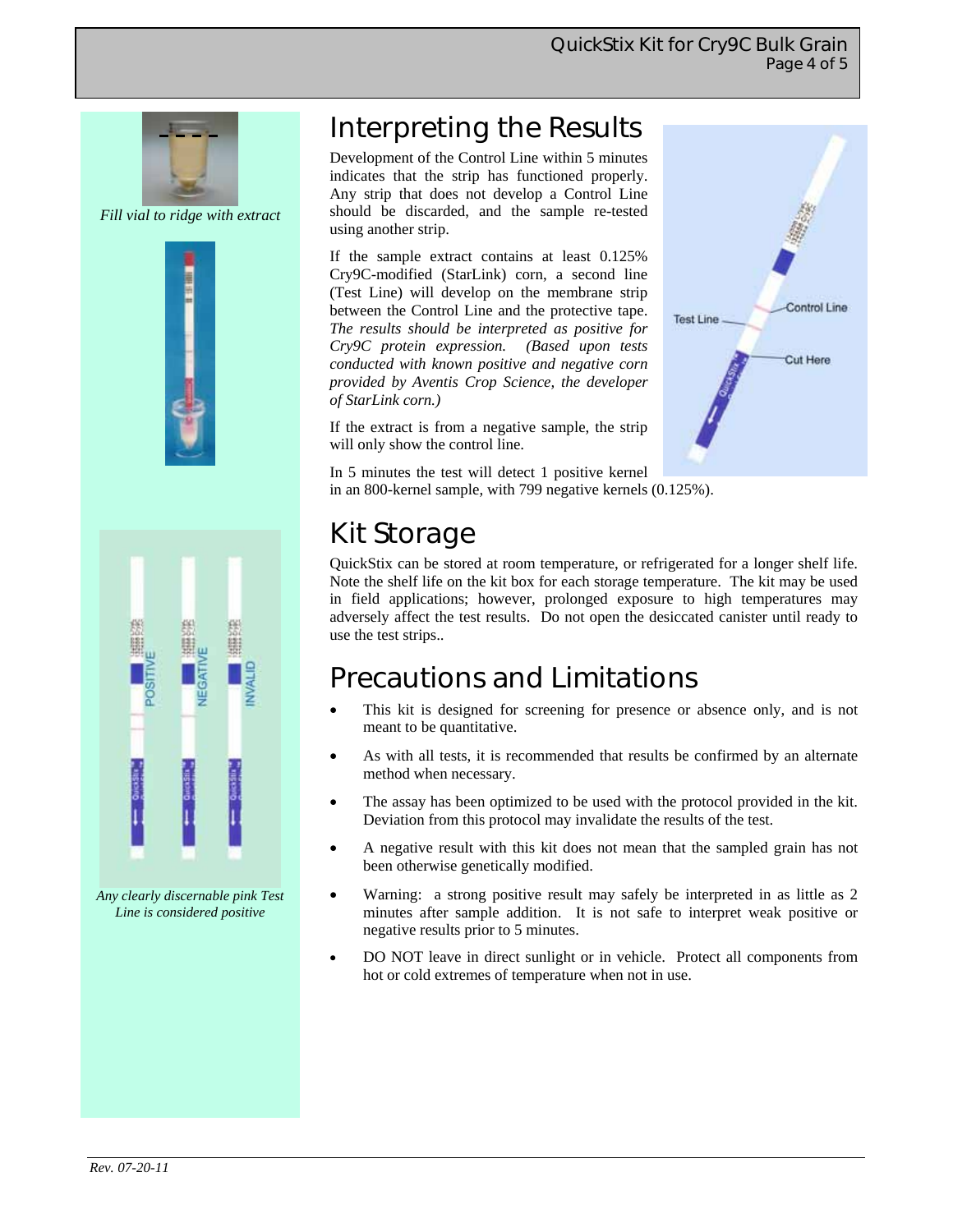*Fill vial to ridge with extract*

*Any clearly discernable pink Test Line is considered positive*

## Interpreting the Results

Development of the Control Line within 5 minutes indicates that the strip has functioned properly. Any strip that does not develop a Control Line should be discarded, and the sample re-tested using another strip.

If the sample extract contains at least 0.125% Cry9C-modified (StarLink) corn, a second line (Test Line) will develop on the membrane strip between the Control Line and the protective tape. *The results should be interpreted as positive for Cry9C protein expression. (Based upon tests conducted with known positive and negative corn provided by Aventis Crop Science, the developer of StarLink corn.)*

If the extract is from a negative sample, the strip will only show the control line.

In 5 minutes the test will detect 1 positive kernel in an 800-kernel sample, with 799 negative kernels (0.125%).

## Kit Storage

QuickStix can be stored at room temperature, or refrigerated for a longer shelf life. Note the shelf life on the kit box for each storage temperature. The kit may be used in field applications; however, prolonged exposure to high temperatures may adversely affect the test results. Do not open the desiccated canister until ready to use the test strips..

## Precautions and Limitations

- This kit is designed for screening for presence or absence only, and is not meant to be quantitative.
- As with all tests, it is recommended that results be confirmed by an alternate method when necessary.
- The assay has been optimized to be used with the protocol provided in the kit. Deviation from this protocol may invalidate the results of the test.
- A negative result with this kit does not mean that the sampled grain has not been otherwise genetically modified.
- Warning: a strong positive result may safely be interpreted in as little as 2 minutes after sample addition. It is not safe to interpret weak positive or negative results prior to 5 minutes.
- DO NOT leave in direct sunlight or in vehicle. Protect all components from hot or cold extremes of temperature when not in use.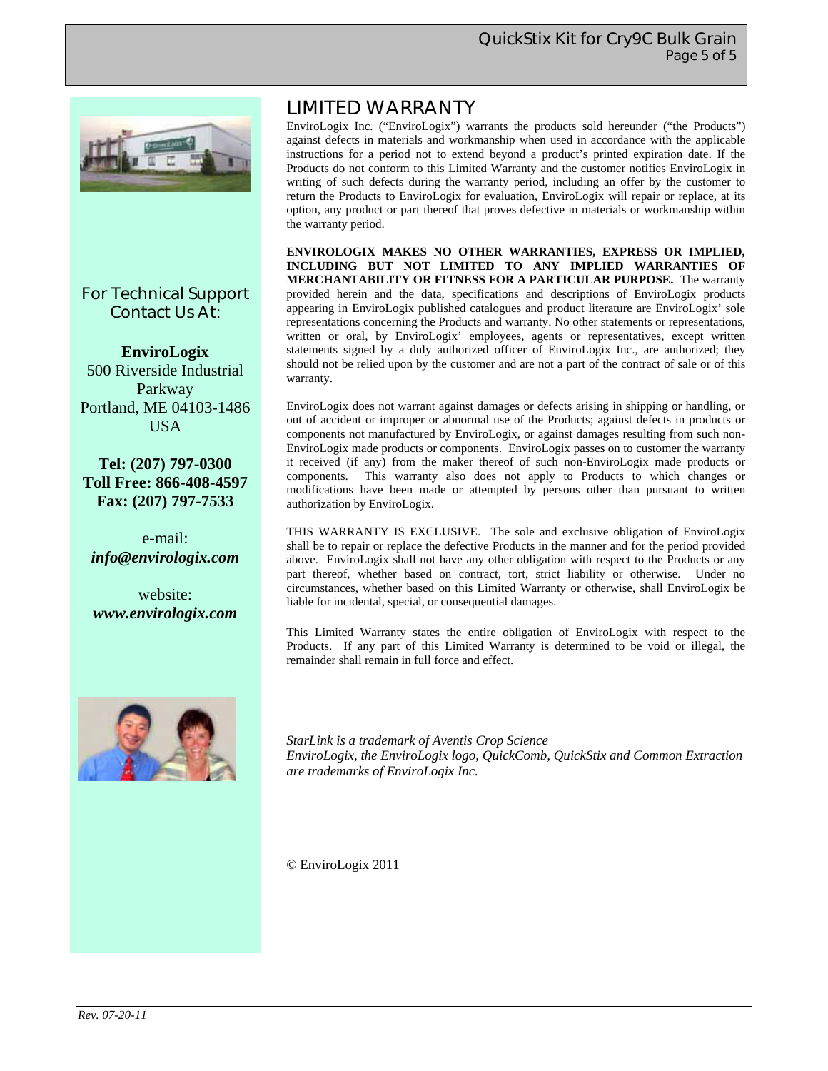For Technical Support Contact Us At:

**EnviroLogix**
500 Riverside Industrial Parkway
Portland, ME 04103-1486
USA

**Tel: (207) 797-0300**
**Toll Free: 866-408-4597**
**Fax: (207) 797-7533**

e-mail:
***info@envirologix.com***

website:
***www.envirologix.com***

# LIMITED WARRANTY

EnviroLogix Inc. ("EnviroLogix") warrants the products sold hereunder ("the Products") against defects in materials and workmanship when used in accordance with the applicable instructions for a period not to extend beyond a product's printed expiration date. If the Products do not conform to this Limited Warranty and the customer notifies EnviroLogix in writing of such defects during the warranty period, including an offer by the customer to return the Products to EnviroLogix for evaluation, EnviroLogix will repair or replace, at its option, any product or part thereof that proves defective in materials or workmanship within the warranty period.

**ENVIROLOGIX MAKES NO OTHER WARRANTIES, EXPRESS OR IMPLIED, INCLUDING BUT NOT LIMITED TO ANY IMPLIED WARRANTIES OF MERCHANTABILITY OR FITNESS FOR A PARTICULAR PURPOSE.** The warranty provided herein and the data, specifications and descriptions of EnviroLogix products appearing in EnviroLogix published catalogues and product literature are EnviroLogix' sole representations concerning the Products and warranty. No other statements or representations, written or oral, by EnviroLogix' employees, agents or representatives, except written statements signed by a duly authorized officer of EnviroLogix Inc., are authorized; they should not be relied upon by the customer and are not a part of the contract of sale or of this warranty.

EnviroLogix does not warrant against damages or defects arising in shipping or handling, or out of accident or improper or abnormal use of the Products; against defects in products or components not manufactured by EnviroLogix, or against damages resulting from such non-EnviroLogix made products or components. EnviroLogix passes on to customer the warranty it received (if any) from the maker thereof of such non-EnviroLogix made products or components. This warranty also does not apply to Products to which changes or modifications have been made or attempted by persons other than pursuant to written authorization by EnviroLogix.

THIS WARRANTY IS EXCLUSIVE. The sole and exclusive obligation of EnviroLogix shall be to repair or replace the defective Products in the manner and for the period provided above. EnviroLogix shall not have any other obligation with respect to the Products or any part thereof, whether based on contract, tort, strict liability or otherwise. Under no circumstances, whether based on this Limited Warranty or otherwise, shall EnviroLogix be liable for incidental, special, or consequential damages.

This Limited Warranty states the entire obligation of EnviroLogix with respect to the Products. If any part of this Limited Warranty is determined to be void or illegal, the remainder shall remain in full force and effect.

*StarLink is a trademark of Aventis Crop Science*
*EnviroLogix, the EnviroLogix logo, QuickComb, QuickStix and Common Extraction are trademarks of EnviroLogix Inc.*

© EnviroLogix 2011

*Rev. 07-20-11*